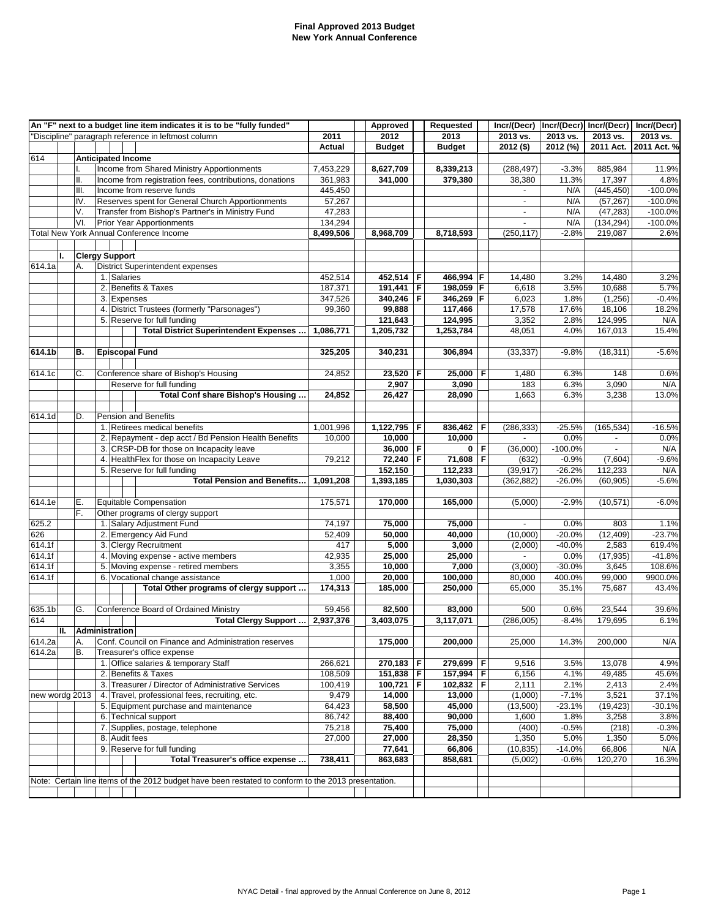# Final Approved 2013 Budget
## New York Annual Conference

| An "F" next to a budget line item indicates it is to be "fully funded" | | | | 2011 | Approved 2012 | | Requested 2013 | | Incr/(Decr) 2013 vs. | Incr/(Decr) 2013 vs. | Incr/(Decr) 2013 vs. | Incr/(Decr) 2013 vs. |
|---|---|---|---|---|---|---|---|---|---|---|---|---|
| "Discipline" paragraph reference in leftmost column | | | | Actual | Budget | | Budget | | 2012 ($) | 2012 (%) | 2011 Act. | 2011 Act. % |
| 614 | | | **Anticipated Income** | | | | | | | | | |
| | | I. | Income from Shared Ministry Apportionments | 7,453,229 | **8,627,709** | | **8,339,213** | | (288,497) | -3.3% | 885,984 | 11.9% |
| | | II. | Income from registration fees, contributions, donations | 361,983 | **341,000** | | **379,380** | | 38,380 | 11.3% | 17,397 | 4.8% |
| | | III. | Income from reserve funds | 445,450 | | | | | - | N/A | (445,450) | -100.0% |
| | | IV. | Reserves spent for General Church Apportionments | 57,267 | | | | | - | N/A | (57,267) | -100.0% |
| | | V. | Transfer from Bishop's Partner's in Ministry Fund | 47,283 | | | | | - | N/A | (47,283) | -100.0% |
| | | VI. | Prior Year Apportionments | 134,294 | | | | | - | N/A | (134,294) | -100.0% |
| Total New York Annual Conference Income | | | | **8,499,506** | **8,968,709** | | **8,718,593** | | (250,117) | -2.8% | 219,087 | 2.6% |
| | | | | | | | | | | | | |
| | I. | | **Clergy Support** | | | | | | | | | |
| 614.1a | | A. | District Superintendent expenses | | | | | | | | | |
| | | | 1. Salaries | 452,514 | **452,514** | F | **466,994** | F | 14,480 | 3.2% | 14,480 | 3.2% |
| | | | 2. Benefits & Taxes | 187,371 | **191,441** | F | **198,059** | F | 6,618 | 3.5% | 10,688 | 5.7% |
| | | | 3. Expenses | 347,526 | **340,246** | F | **346,269** | F | 6,023 | 1.8% | (1,256) | -0.4% |
| | | | 4. District Trustees (formerly "Parsonages") | 99,360 | **99,888** | | **117,466** | | 17,578 | 17.6% | 18,106 | 18.2% |
| | | | 5. Reserve for full funding | | **121,643** | | **124,995** | | 3,352 | 2.8% | 124,995 | N/A |
| | | | **Total District Superintendent Expenses …** | **1,086,771** | **1,205,732** | | **1,253,784** | | 48,051 | 4.0% | 167,013 | 15.4% |
| | | | | | | | | | | | | |
| **614.1b** | | **B.** | **Episcopal Fund** | **325,205** | **340,231** | | **306,894** | | (33,337) | -9.8% | (18,311) | -5.6% |
| | | | | | | | | | | | | |
| 614.1c | | C. | Conference share of Bishop's Housing | 24,852 | **23,520** | F | **25,000** | F | 1,480 | 6.3% | 148 | 0.6% |
| | | | Reserve for full funding | | **2,907** | | **3,090** | | 183 | 6.3% | 3,090 | N/A |
| | | | **Total Conf share Bishop's Housing …** | **24,852** | **26,427** | | **28,090** | | 1,663 | 6.3% | 3,238 | 13.0% |
| | | | | | | | | | | | | |
| 614.1d | | D. | Pension and Benefits | | | | | | | | | |
| | | | 1. Retirees medical benefits | 1,001,996 | **1,122,795** | F | **836,462** | F | (286,333) | -25.5% | (165,534) | -16.5% |
| | | | 2. Repayment - dep acct / Bd Pension Health Benefits | 10,000 | **10,000** | | **10,000** | | - | 0.0% | - | 0.0% |
| | | | 3. CRSP-DB for those on Incapacity leave | | **36,000** | F | **0** | F | (36,000) | -100.0% | - | N/A |
| | | | 4. HealthFlex for those on Incapacity Leave | 79,212 | **72,240** | F | **71,608** | F | (632) | -0.9% | (7,604) | -9.6% |
| | | | 5. Reserve for full funding | | **152,150** | | **112,233** | | (39,917) | -26.2% | 112,233 | N/A |
| | | | **Total Pension and Benefits…** | **1,091,208** | **1,393,185** | | **1,030,303** | | (362,882) | -26.0% | (60,905) | -5.6% |
| | | | | | | | | | | | | |
| 614.1e | | E. | Equitable Compensation | 175,571 | **170,000** | | **165,000** | | (5,000) | -2.9% | (10,571) | -6.0% |
| | | F. | Other programs of clergy support | | | | | | | | | |
| 625.2 | | | 1. Salary Adjustment Fund | 74,197 | **75,000** | | **75,000** | | - | 0.0% | 803 | 1.1% |
| 626 | | | 2. Emergency Aid Fund | 52,409 | **50,000** | | **40,000** | | (10,000) | -20.0% | (12,409) | -23.7% |
| 614.1f | | | 3. Clergy Recruitment | 417 | **5,000** | | **3,000** | | (2,000) | -40.0% | 2,583 | 619.4% |
| 614.1f | | | 4. Moving expense - active members | 42,935 | **25,000** | | **25,000** | | - | 0.0% | (17,935) | -41.8% |
| 614.1f | | | 5. Moving expense - retired members | 3,355 | **10,000** | | **7,000** | | (3,000) | -30.0% | 3,645 | 108.6% |
| 614.1f | | | 6. Vocational change assistance | 1,000 | **20,000** | | **100,000** | | 80,000 | 400.0% | 99,000 | 9900.0% |
| | | | **Total Other programs of clergy support …** | **174,313** | **185,000** | | **250,000** | | 65,000 | 35.1% | 75,687 | 43.4% |
| | | | | | | | | | | | | |
| 635.1b | | G. | Conference Board of Ordained Ministry | 59,456 | **82,500** | | **83,000** | | 500 | 0.6% | 23,544 | 39.6% |
| 614 | | | **Total Clergy Support …** | **2,937,376** | **3,403,075** | | **3,117,071** | | (286,005) | -8.4% | 179,695 | 6.1% |
| | II. | | **Administration** | | | | | | | | | |
| 614.2a | | A. | Conf. Council on Finance and Administration reserves | | **175,000** | | **200,000** | | 25,000 | 14.3% | 200,000 | N/A |
| 614.2a | | B. | Treasurer's office expense | | | | | | | | | |
| | | | 1. Office salaries & temporary Staff | 266,621 | **270,183** | F | **279,699** | F | 9,516 | 3.5% | 13,078 | 4.9% |
| | | | 2. Benefits & Taxes | 108,509 | **151,838** | F | **157,994** | F | 6,156 | 4.1% | 49,485 | 45.6% |
| | | | 3. Treasurer / Director of Administrative Services | 100,419 | **100,721** | F | **102,832** | F | 2,111 | 2.1% | 2,413 | 2.4% |
| new wordg 2013 | | | 4. Travel, professional fees, recruiting, etc. | 9,479 | **14,000** | | **13,000** | | (1,000) | -7.1% | 3,521 | 37.1% |
| | | | 5. Equipment purchase and maintenance | 64,423 | **58,500** | | **45,000** | | (13,500) | -23.1% | (19,423) | -30.1% |
| | | | 6. Technical support | 86,742 | **88,400** | | **90,000** | | 1,600 | 1.8% | 3,258 | 3.8% |
| | | | 7. Supplies, postage, telephone | 75,218 | **75,400** | | **75,000** | | (400) | -0.5% | (218) | -0.3% |
| | | | 8. Audit fees | 27,000 | **27,000** | | **28,350** | | 1,350 | 5.0% | 1,350 | 5.0% |
| | | | 9. Reserve for full funding | | **77,641** | | **66,806** | | (10,835) | -14.0% | 66,806 | N/A |
| | | | **Total Treasurer's office expense …** | **738,411** | **863,683** | | **858,681** | | (5,002) | -0.6% | 120,270 | 16.3% |

Note: Certain line items of the 2012 budget have been restated to conform to the 2013 presentation.

NYAC Detail - final approved by the Annual Conference on June 8, 2012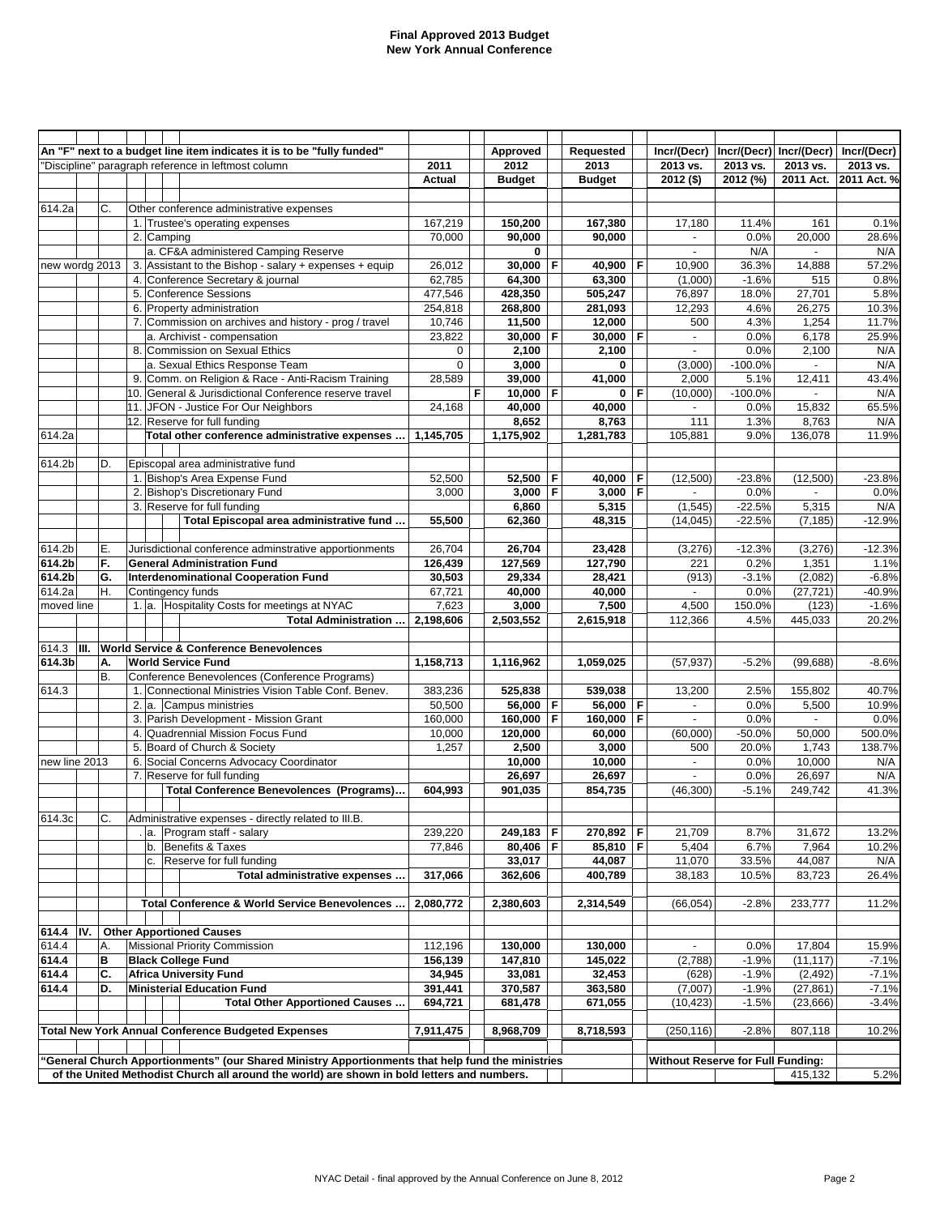# Final Approved 2013 Budget
## New York Annual Conference

| An "F" next to a budget line item indicates it is to be "fully funded" | | | | 2011 | | Approved 2012 | | Requested 2013 | | Incr/(Decr) 2013 vs. | Incr/(Decr) 2013 vs. | Incr/(Decr) 2013 vs. | Incr/(Decr) 2013 vs. |
|---|---|---|---|---|---|---|---|---|---|---|---|---|---|
| "Discipline" paragraph reference in leftmost column | | | | Actual | | Budget | | Budget | | 2012 ($) | 2012 (%) | 2011 Act. | 2011 Act. % |
| 614.2a | | C. | Other conference administrative expenses | | | | | | | | | | |
| | | | 1. Trustee's operating expenses | 167,219 | | 150,200 | | 167,380 | | 17,180 | 11.4% | 161 | 0.1% |
| | | | 2. Camping | 70,000 | | 90,000 | | 90,000 | | - | 0.0% | 20,000 | 28.6% |
| | | | a. CF&A administered Camping Reserve | | | 0 | | | | - | N/A | - | N/A |
| new wordg 2013 | | | 3. Assistant to the Bishop - salary + expenses + equip | 26,012 | | 30,000 | F | 40,900 | F | 10,900 | 36.3% | 14,888 | 57.2% |
| | | | 4. Conference Secretary & journal | 62,785 | | 64,300 | | 63,300 | | (1,000) | -1.6% | 515 | 0.8% |
| | | | 5. Conference Sessions | 477,546 | | 428,350 | | 505,247 | | 76,897 | 18.0% | 27,701 | 5.8% |
| | | | 6. Property administration | 254,818 | | 268,800 | | 281,093 | | 12,293 | 4.6% | 26,275 | 10.3% |
| | | | 7. Commission on archives and history - prog / travel | 10,746 | | 11,500 | | 12,000 | | 500 | 4.3% | 1,254 | 11.7% |
| | | | a. Archivist - compensation | 23,822 | | 30,000 | F | 30,000 | F | - | 0.0% | 6,178 | 25.9% |
| | | | 8. Commission on Sexual Ethics | 0 | | 2,100 | | 2,100 | | - | 0.0% | 2,100 | N/A |
| | | | a. Sexual Ethics Response Team | 0 | | 3,000 | | 0 | | (3,000) | -100.0% | - | N/A |
| | | | 9. Comm. on Religion & Race - Anti-Racism Training | 28,589 | | 39,000 | | 41,000 | | 2,000 | 5.1% | 12,411 | 43.4% |
| | | | 10. General & Jurisdictional Conference reserve travel | | F | 10,000 | F | 0 | F | (10,000) | -100.0% | - | N/A |
| | | | 11. JFON - Justice For Our Neighbors | 24,168 | | 40,000 | | 40,000 | | - | 0.0% | 15,832 | 65.5% |
| | | | 12. Reserve for full funding | | | 8,652 | | 8,763 | | 111 | 1.3% | 8,763 | N/A |
| 614.2a | | | **Total other conference administrative expenses ...** | **1,145,705** | | **1,175,902** | | **1,281,783** | | 105,881 | 9.0% | 136,078 | 11.9% |
| 614.2b | | D. | Episcopal area administrative fund | | | | | | | | | | |
| | | | 1. Bishop's Area Expense Fund | 52,500 | | 52,500 | F | 40,000 | F | (12,500) | -23.8% | (12,500) | -23.8% |
| | | | 2. Bishop's Discretionary Fund | 3,000 | | 3,000 | F | 3,000 | F | - | 0.0% | - | 0.0% |
| | | | 3. Reserve for full funding | | | 6,860 | | 5,315 | | (1,545) | -22.5% | 5,315 | N/A |
| | | | **Total Episcopal area administrative fund ...** | **55,500** | | **62,360** | | **48,315** | | (14,045) | -22.5% | (7,185) | -12.9% |
| 614.2b | | E. | Jurisdictional conference adminstrative apportionments | 26,704 | | 26,704 | | 23,428 | | (3,276) | -12.3% | (3,276) | -12.3% |
| **614.2b** | | **F.** | **General Administration Fund** | **126,439** | | **127,569** | | **127,790** | | 221 | 0.2% | 1,351 | 1.1% |
| **614.2b** | | **G.** | **Interdenominational Cooperation Fund** | **30,503** | | **29,334** | | **28,421** | | (913) | -3.1% | (2,082) | -6.8% |
| 614.2a | | H. | Contingency funds | 67,721 | | 40,000 | | 40,000 | | - | 0.0% | (27,721) | -40.9% |
| moved line | | | 1. a. Hospitality Costs for meetings at NYAC | 7,623 | | 3,000 | | 7,500 | | 4,500 | 150.0% | (123) | -1.6% |
| | | | **Total Administration ...** | **2,198,606** | | **2,503,552** | | **2,615,918** | | 112,366 | 4.5% | 445,033 | 20.2% |
| 614.3 | **III.** | | **World Service & Conference Benevolences** | | | | | | | | | | |
| **614.3b** | | **A.** | **World Service Fund** | **1,158,713** | | **1,116,962** | | **1,059,025** | | (57,937) | -5.2% | (99,688) | -8.6% |
| | | B. | Conference Benevolences (Conference Programs) | | | | | | | | | | |
| 614.3 | | | 1. Connectional Ministries Vision Table Conf. Benev. | 383,236 | | 525,838 | | 539,038 | | 13,200 | 2.5% | 155,802 | 40.7% |
| | | | 2. a. Campus ministries | 50,500 | | 56,000 | F | 56,000 | F | - | 0.0% | 5,500 | 10.9% |
| | | | 3. Parish Development - Mission Grant | 160,000 | | 160,000 | F | 160,000 | F | - | 0.0% | - | 0.0% |
| | | | 4. Quadrennial Mission Focus Fund | 10,000 | | 120,000 | | 60,000 | | (60,000) | -50.0% | 50,000 | 500.0% |
| | | | 5. Board of Church & Society | 1,257 | | 2,500 | | 3,000 | | 500 | 20.0% | 1,743 | 138.7% |
| new line 2013 | | | 6. Social Concerns Advocacy Coordinator | | | 10,000 | | 10,000 | | - | 0.0% | 10,000 | N/A |
| | | | 7. Reserve for full funding | | | 26,697 | | 26,697 | | - | 0.0% | 26,697 | N/A |
| | | | **Total Conference Benevolences (Programs)...** | **604,993** | | **901,035** | | **854,735** | | (46,300) | -5.1% | 249,742 | 41.3% |
| 614.3c | | C. | Administrative expenses - directly related to III.B. | | | | | | | | | | |
| | | | a. Program staff - salary | 239,220 | | 249,183 | F | 270,892 | F | 21,709 | 8.7% | 31,672 | 13.2% |
| | | | b. Benefits & Taxes | 77,846 | | 80,406 | F | 85,810 | F | 5,404 | 6.7% | 7,964 | 10.2% |
| | | | c. Reserve for full funding | | | 33,017 | | 44,087 | | 11,070 | 33.5% | 44,087 | N/A |
| | | | **Total administrative expenses ...** | **317,066** | | **362,606** | | **400,789** | | 38,183 | 10.5% | 83,723 | 26.4% |
| | | | **Total Conference & World Service Benevolences ...** | **2,080,772** | | **2,380,603** | | **2,314,549** | | (66,054) | -2.8% | 233,777 | 11.2% |
| **614.4** | **IV.** | | **Other Apportioned Causes** | | | | | | | | | | |
| 614.4 | | A. | Missional Priority Commission | 112,196 | | 130,000 | | 130,000 | | - | 0.0% | 17,804 | 15.9% |
| **614.4** | | **B** | **Black College Fund** | **156,139** | | **147,810** | | **145,022** | | (2,788) | -1.9% | (11,117) | -7.1% |
| **614.4** | | **C.** | **Africa University Fund** | **34,945** | | **33,081** | | **32,453** | | (628) | -1.9% | (2,492) | -7.1% |
| **614.4** | | **D.** | **Ministerial Education Fund** | **391,441** | | **370,587** | | **363,580** | | (7,007) | -1.9% | (27,861) | -7.1% |
| | | | **Total Other Apportioned Causes ...** | **694,721** | | **681,478** | | **671,055** | | (10,423) | -1.5% | (23,666) | -3.4% |
| **Total New York Annual Conference Budgeted Expenses** | | | | **7,911,475** | | **8,968,709** | | **8,718,593** | | (250,116) | -2.8% | 807,118 | 10.2% |
| **"General Church Apportionments" (our Shared Ministry Apportionments that help fund the ministries of the United Methodist Church all around the world) are shown in bold letters and numbers.** | | | | | | | | | | **Without Reserve for Full Funding:** | | 415,132 | 5.2% |

NYAC Detail - final approved by the Annual Conference on June 8, 2012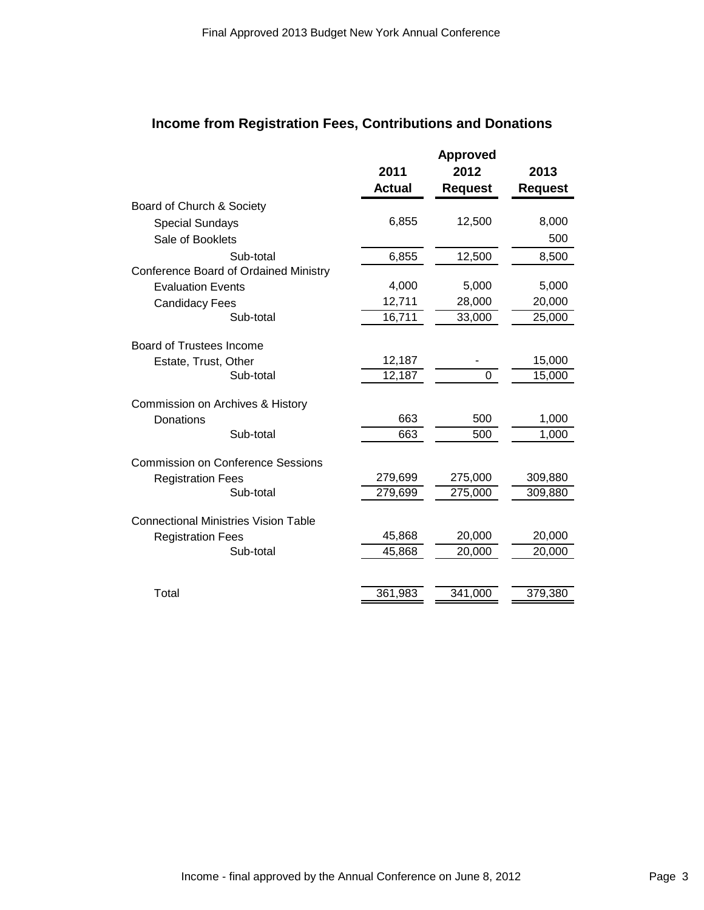## Income from Registration Fees, Contributions and Donations

| | 2011 Actual | Approved 2012 Request | 2013 Request |
|---|---|---|---|
| Board of Church & Society | | | |
| Special Sundays | 6,855 | 12,500 | 8,000 |
| Sale of Booklets | | | 500 |
| Sub-total | 6,855 | 12,500 | 8,500 |
| Conference Board of Ordained Ministry | | | |
| Evaluation Events | 4,000 | 5,000 | 5,000 |
| Candidacy Fees | 12,711 | 28,000 | 20,000 |
| Sub-total | 16,711 | 33,000 | 25,000 |
| Board of Trustees Income | | | |
| Estate, Trust, Other | 12,187 | - | 15,000 |
| Sub-total | 12,187 | 0 | 15,000 |
| Commission on Archives & History | | | |
| Donations | 663 | 500 | 1,000 |
| Sub-total | 663 | 500 | 1,000 |
| Commission on Conference Sessions | | | |
| Registration Fees | 279,699 | 275,000 | 309,880 |
| Sub-total | 279,699 | 275,000 | 309,880 |
| Connectional Ministries Vision Table | | | |
| Registration Fees | 45,868 | 20,000 | 20,000 |
| Sub-total | 45,868 | 20,000 | 20,000 |
| Total | 361,983 | 341,000 | 379,380 |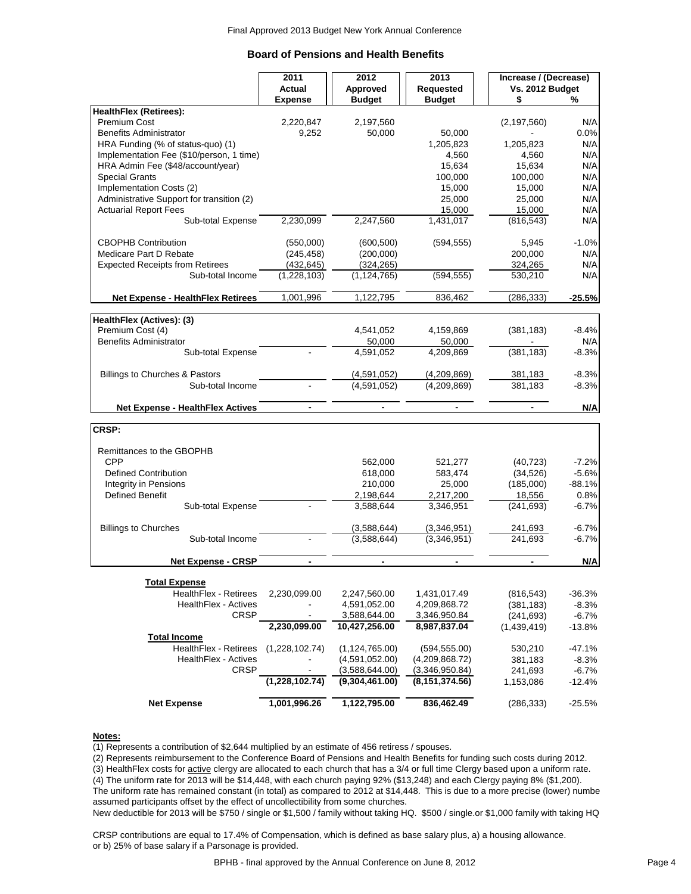Final Approved 2013 Budget New York Annual Conference

## Board of Pensions and Health Benefits

| | 2011 Actual Expense | 2012 Approved Budget | 2013 Requested Budget | Increase / (Decrease) Vs. 2012 Budget $ | % |
|---|---|---|---|---|---|
| **HealthFlex (Retirees):** | | | | | |
| Premium Cost | 2,220,847 | 2,197,560 | | (2,197,560) | N/A |
| Benefits Administrator | 9,252 | 50,000 | 50,000 | - | 0.0% |
| HRA Funding (% of status-quo) (1) | | | 1,205,823 | 1,205,823 | N/A |
| Implementation Fee ($10/person, 1 time) | | | 4,560 | 4,560 | N/A |
| HRA Admin Fee ($48/account/year) | | | 15,634 | 15,634 | N/A |
| Special Grants | | | 100,000 | 100,000 | N/A |
| Implementation Costs (2) | | | 15,000 | 15,000 | N/A |
| Administrative Support for transition (2) | | | 25,000 | 25,000 | N/A |
| Actuarial Report Fees | | | 15,000 | 15,000 | N/A |
| Sub-total Expense | 2,230,099 | 2,247,560 | 1,431,017 | (816,543) | N/A |
| CBOPHB Contribution | (550,000) | (600,500) | (594,555) | 5,945 | -1.0% |
| Medicare Part D Rebate | (245,458) | (200,000) | | 200,000 | N/A |
| Expected Receipts from Retirees | (432,645) | (324,265) | | 324,265 | N/A |
| Sub-total Income | (1,228,103) | (1,124,765) | (594,555) | 530,210 | N/A |
| **Net Expense - HealthFlex Retirees** | 1,001,996 | 1,122,795 | 836,462 | (286,333) | **-25.5%** |
| **HealthFlex (Actives): (3)** | | | | | |
| Premium Cost (4) | | 4,541,052 | 4,159,869 | (381,183) | -8.4% |
| Benefits Administrator | | 50,000 | 50,000 | - | N/A |
| Sub-total Expense | - | 4,591,052 | 4,209,869 | (381,183) | -8.3% |
| Billings to Churches & Pastors | | (4,591,052) | (4,209,869) | 381,183 | -8.3% |
| Sub-total Income | - | (4,591,052) | (4,209,869) | 381,183 | -8.3% |
| **Net Expense - HealthFlex Actives** | **-** | **-** | **-** | **-** | **N/A** |
| **CRSP:** | | | | | |
| Remittances to the GBOPHB | | | | | |
| CPP | | 562,000 | 521,277 | (40,723) | -7.2% |
| Defined Contribution | | 618,000 | 583,474 | (34,526) | -5.6% |
| Integrity in Pensions | | 210,000 | 25,000 | (185,000) | -88.1% |
| Defined Benefit | | 2,198,644 | 2,217,200 | 18,556 | 0.8% |
| Sub-total Expense | - | 3,588,644 | 3,346,951 | (241,693) | -6.7% |
| Billings to Churches | | (3,588,644) | (3,346,951) | 241,693 | -6.7% |
| Sub-total Income | - | (3,588,644) | (3,346,951) | 241,693 | -6.7% |
| **Net Expense - CRSP** | **-** | **-** | **-** | **-** | **N/A** |
| **Total Expense** | | | | | |
| HealthFlex - Retirees | 2,230,099.00 | 2,247,560.00 | 1,431,017.49 | (816,543) | -36.3% |
| HealthFlex - Actives | - | 4,591,052.00 | 4,209,868.72 | (381,183) | -8.3% |
| CRSP | - | 3,588,644.00 | 3,346,950.84 | (241,693) | -6.7% |
| | **2,230,099.00** | **10,427,256.00** | **8,987,837.04** | (1,439,419) | -13.8% |
| **Total Income** | | | | | |
| HealthFlex - Retirees | (1,228,102.74) | (1,124,765.00) | (594,555.00) | 530,210 | -47.1% |
| HealthFlex - Actives | - | (4,591,052.00) | (4,209,868.72) | 381,183 | -8.3% |
| CRSP | - | (3,588,644.00) | (3,346,950.84) | 241,693 | -6.7% |
| | **(1,228,102.74)** | **(9,304,461.00)** | **(8,151,374.56)** | 1,153,086 | -12.4% |
| **Net Expense** | **1,001,996.26** | **1,122,795.00** | **836,462.49** | (286,333) | -25.5% |

**Notes:**

(1) Represents a contribution of $2,644 multiplied by an estimate of 456 retiress / spouses.

(2) Represents reimbursement to the Conference Board of Pensions and Health Benefits for funding such costs during 2012.

(3) HealthFlex costs for active clergy are allocated to each church that has a 3/4 or full time Clergy based upon a uniform rate.

(4) The uniform rate for 2013 will be $14,448, with each church paying 92% ($13,248) and each Clergy paying 8% ($1,200). The uniform rate has remained constant (in total) as compared to 2012 at $14,448. This is due to a more precise (lower) numbe assumed participants offset by the effect of uncollectibility from some churches.

New deductible for 2013 will be $750 / single or $1,500 / family without taking HQ. $500 / single.or $1,000 family with taking HQ

CRSP contributions are equal to 17.4% of Compensation, which is defined as base salary plus, a) a housing allowance. or b) 25% of base salary if a Parsonage is provided.

BPHB - final approved by the Annual Conference on June 8, 2012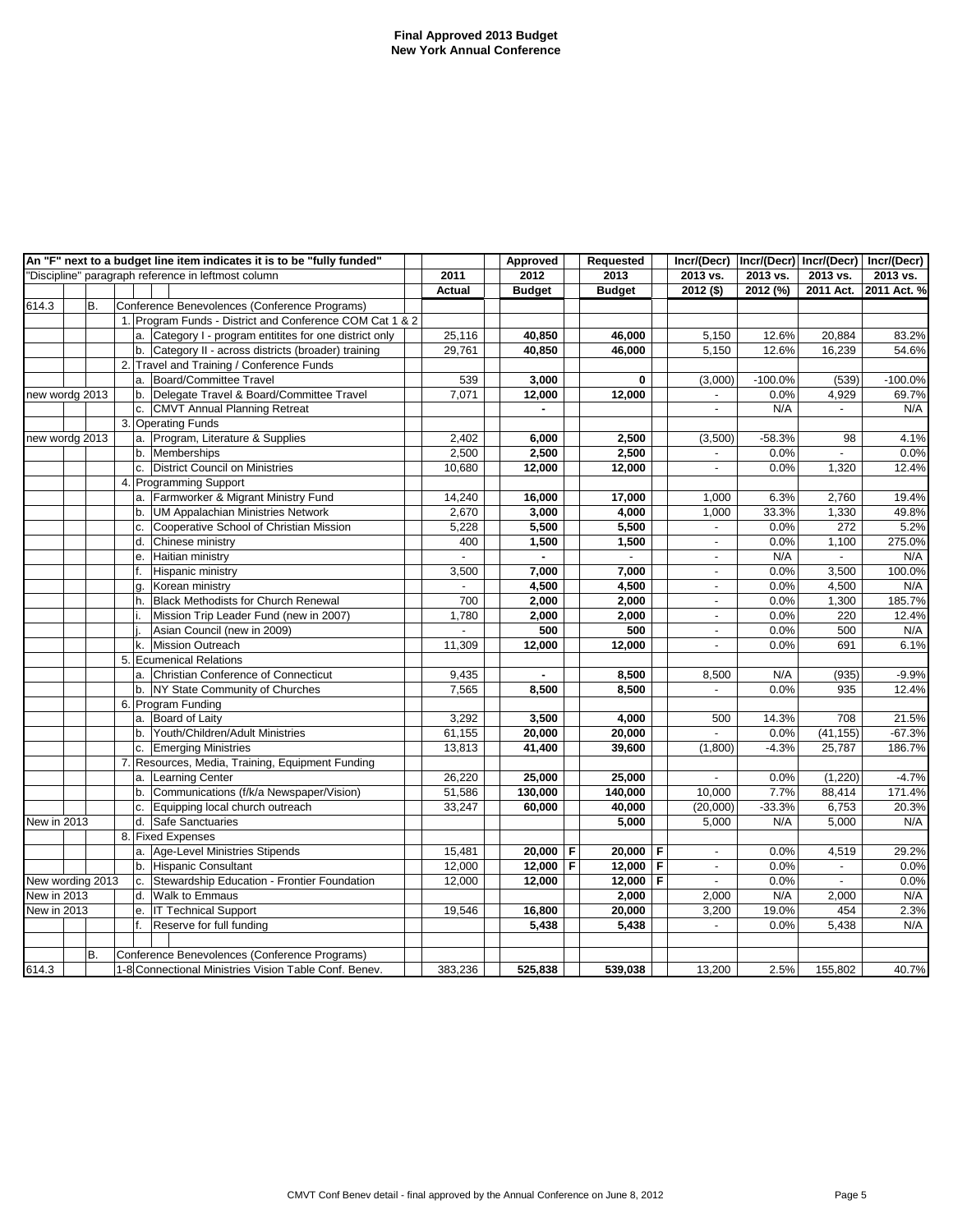**Final Approved 2013 Budget**
**New York Annual Conference**

| An "F" next to a budget line item indicates it is to be "fully funded" | | | | 2011 | Approved 2012 | | Requested 2013 | | Incr/(Decr) 2013 vs. | Incr/(Decr) 2013 vs. | Incr/(Decr) 2013 vs. | Incr/(Decr) 2013 vs. |
|---|---|---|---|---|---|---|---|---|---|---|---|---|
| "Discipline" paragraph reference in leftmost column | | | | Actual | Budget | | Budget | | 2012 ($) | 2012 (%) | 2011 Act. | 2011 Act. % |
| 614.3 | B. | | Conference Benevolences (Conference Programs) | | | | | | | | | |
| | | 1. | Program Funds - District and Conference COM Cat 1 & 2 | | | | | | | | | |
| | | a. | Category I - program entitites for one district only | 25,116 | 40,850 | | 46,000 | | 5,150 | 12.6% | 20,884 | 83.2% |
| | | b. | Category II - across districts (broader) training | 29,761 | 40,850 | | 46,000 | | 5,150 | 12.6% | 16,239 | 54.6% |
| | | 2. | Travel and Training / Conference Funds | | | | | | | | | |
| | | a. | Board/Committee Travel | 539 | 3,000 | | 0 | | (3,000) | -100.0% | (539) | -100.0% |
| new wordg 2013 | | b. | Delegate Travel & Board/Committee Travel | 7,071 | 12,000 | | 12,000 | | - | 0.0% | 4,929 | 69.7% |
| | | c. | CMVT Annual Planning Retreat | | - | | | | - | N/A | - | N/A |
| | | 3. | Operating Funds | | | | | | | | | |
| new wordg 2013 | | a. | Program, Literature & Supplies | 2,402 | 6,000 | | 2,500 | | (3,500) | -58.3% | 98 | 4.1% |
| | | b. | Memberships | 2,500 | 2,500 | | 2,500 | | - | 0.0% | - | 0.0% |
| | | c. | District Council on Ministries | 10,680 | 12,000 | | 12,000 | | - | 0.0% | 1,320 | 12.4% |
| | | 4. | Programming Support | | | | | | | | | |
| | | a. | Farmworker & Migrant Ministry Fund | 14,240 | 16,000 | | 17,000 | | 1,000 | 6.3% | 2,760 | 19.4% |
| | | b. | UM Appalachian Ministries Network | 2,670 | 3,000 | | 4,000 | | 1,000 | 33.3% | 1,330 | 49.8% |
| | | c. | Cooperative School of Christian Mission | 5,228 | 5,500 | | 5,500 | | - | 0.0% | 272 | 5.2% |
| | | d. | Chinese ministry | 400 | 1,500 | | 1,500 | | - | 0.0% | 1,100 | 275.0% |
| | | e. | Haitian ministry | - | - | | - | | - | N/A | - | N/A |
| | | f. | Hispanic ministry | 3,500 | 7,000 | | 7,000 | | - | 0.0% | 3,500 | 100.0% |
| | | g. | Korean ministry | - | 4,500 | | 4,500 | | - | 0.0% | 4,500 | N/A |
| | | h. | Black Methodists for Church Renewal | 700 | 2,000 | | 2,000 | | - | 0.0% | 1,300 | 185.7% |
| | | i. | Mission Trip Leader Fund (new in 2007) | 1,780 | 2,000 | | 2,000 | | - | 0.0% | 220 | 12.4% |
| | | j. | Asian Council (new in 2009) | - | 500 | | 500 | | - | 0.0% | 500 | N/A |
| | | k. | Mission Outreach | 11,309 | 12,000 | | 12,000 | | - | 0.0% | 691 | 6.1% |
| | | 5. | Ecumenical Relations | | | | | | | | | |
| | | a. | Christian Conference of Connecticut | 9,435 | - | | 8,500 | | 8,500 | N/A | (935) | -9.9% |
| | | b. | NY State Community of Churches | 7,565 | 8,500 | | 8,500 | | - | 0.0% | 935 | 12.4% |
| | | 6. | Program Funding | | | | | | | | | |
| | | a. | Board of Laity | 3,292 | 3,500 | | 4,000 | | 500 | 14.3% | 708 | 21.5% |
| | | b. | Youth/Children/Adult Ministries | 61,155 | 20,000 | | 20,000 | | - | 0.0% | (41,155) | -67.3% |
| | | c. | Emerging Ministries | 13,813 | 41,400 | | 39,600 | | (1,800) | -4.3% | 25,787 | 186.7% |
| | | 7. | Resources, Media, Training, Equipment Funding | | | | | | | | | |
| | | a. | Learning Center | 26,220 | 25,000 | | 25,000 | | - | 0.0% | (1,220) | -4.7% |
| | | b. | Communications (f/k/a Newspaper/Vision) | 51,586 | 130,000 | | 140,000 | | 10,000 | 7.7% | 88,414 | 171.4% |
| | | c. | Equipping local church outreach | 33,247 | 60,000 | | 40,000 | | (20,000) | -33.3% | 6,753 | 20.3% |
| New in 2013 | | d. | Safe Sanctuaries | | | | 5,000 | | 5,000 | N/A | 5,000 | N/A |
| | | 8. | Fixed Expenses | | | | | | | | | |
| | | a. | Age-Level Ministries Stipends | 15,481 | 20,000 | F | 20,000 | F | - | 0.0% | 4,519 | 29.2% |
| | | b. | Hispanic Consultant | 12,000 | 12,000 | F | 12,000 | F | - | 0.0% | - | 0.0% |
| New wording 2013 | | c. | Stewardship Education - Frontier Foundation | 12,000 | 12,000 | | 12,000 | F | - | 0.0% | - | 0.0% |
| New in 2013 | | d. | Walk to Emmaus | | | | 2,000 | | 2,000 | N/A | 2,000 | N/A |
| New in 2013 | | e. | IT Technical Support | 19,546 | 16,800 | | 20,000 | | 3,200 | 19.0% | 454 | 2.3% |
| | | f. | Reserve for full funding | | 5,438 | | 5,438 | | - | 0.0% | 5,438 | N/A |
| | | | | | | | | | | | | |
| | B. | | Conference Benevolences (Conference Programs) | | | | | | | | | |
| 614.3 | | 1-8 | Connectional Ministries Vision Table Conf. Benev. | 383,236 | 525,838 | | 539,038 | | 13,200 | 2.5% | 155,802 | 40.7% |

CMVT Conf Benev detail - final approved by the Annual Conference on June 8, 2012